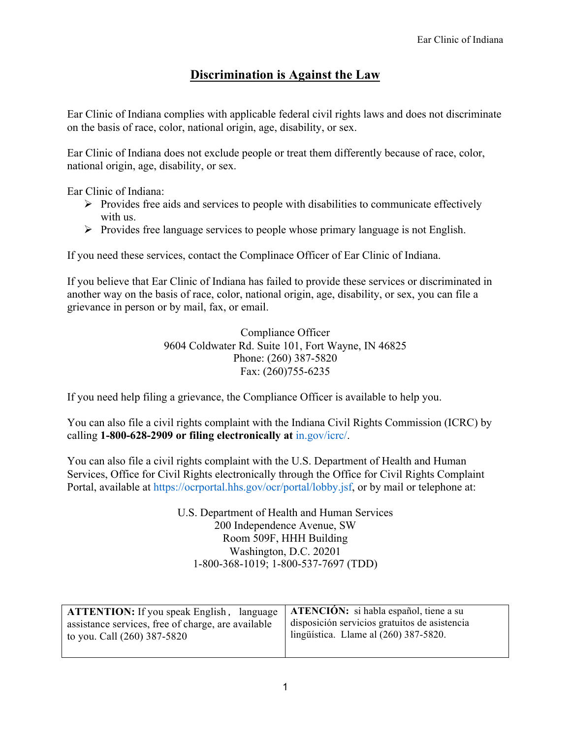# Discrimination is Against the Law

Ear Clinic of Indiana complies with applicable federal civil rights laws and does not discriminate on the basis of race, color, national origin, age, disability, or sex.

Ear Clinic of Indiana does not exclude people or treat them differently because of race, color, national origin, age, disability, or sex.

Ear Clinic of Indiana:

- Provides free aids and services to people with disabilities to communicate effectively with us.
- Provides free language services to people whose primary language is not English.

If you need these services, contact the Complinace Officer of Ear Clinic of Indiana.

If you believe that Ear Clinic of Indiana has failed to provide these services or discriminated in another way on the basis of race, color, national origin, age, disability, or sex, you can file a grievance in person or by mail, fax, or email.

Compliance Officer
9604 Coldwater Rd. Suite 101, Fort Wayne, IN 46825
Phone: (260) 387-5820
Fax: (260)755-6235

If you need help filing a grievance, the Compliance Officer is available to help you.

You can also file a civil rights complaint with the Indiana Civil Rights Commission (ICRC) by calling **1-800-628-2909 or filing electronically at** in.gov/icrc/.

You can also file a civil rights complaint with the U.S. Department of Health and Human Services, Office for Civil Rights electronically through the Office for Civil Rights Complaint Portal, available at https://ocrportal.hhs.gov/ocr/portal/lobby.jsf, or by mail or telephone at:

U.S. Department of Health and Human Services
200 Independence Avenue, SW
Room 509F, HHH Building
Washington, D.C. 20201
1-800-368-1019; 1-800-537-7697 (TDD)

| **ATTENTION:** If you speak English , language assistance services, free of charge, are available to you. Call (260) 387-5820 | **ATENCIÓN:** si habla español, tiene a su disposición servicios gratuitos de asistencia lingüística. Llame al (260) 387-5820. |
|---|---|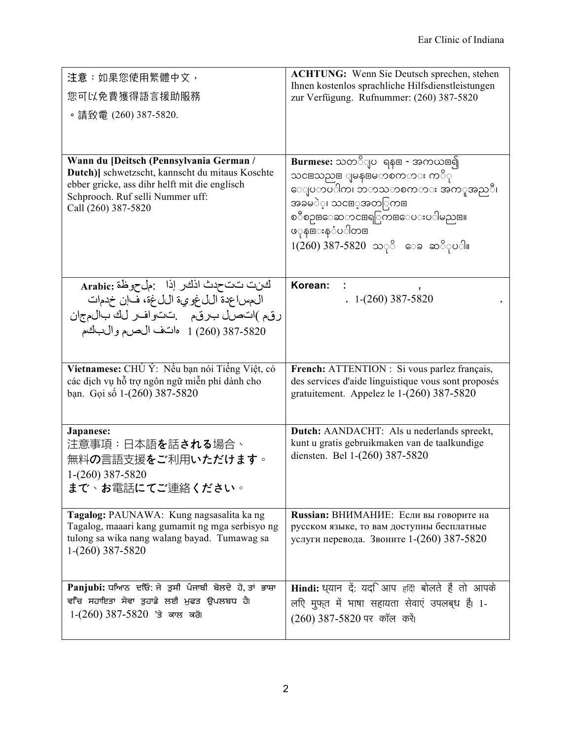| | |
|---|---|
| 注意：如果您使用繁體中文，<br>您可以免費獲得語言援助服務<br>。請致電 (260) 387-5820. | **ACHTUNG:** Wenn Sie Deutsch sprechen, stehen Ihnen kostenlos sprachliche Hilfsdienstleistungen zur Verfügung. Rufnummer: (260) 387-5820 |
| **Wann du [Deitsch (Pennsylvania German / Dutch)]** schwetzscht, kannscht du mitaus Koschte ebber gricke, ass dihr helft mit die englisch Schprooch. Ruf selli Nummer uff:<br>Call (260) 387-5820 | **Burmese:** သတိျပဳရန္ - အကယ္၍ သင္သည္ ျမန္မာစကား ကိုေျပာပါက၊ ဘာသာစကား အကူအညီ၊ အခမဲ့၊ သင့္အတြက္ စီစဥ္ေဆာင္ရြက္ေပးပါမည္။ ဖုန္းနံပါတ္ 1(260) 387-5820 သို႔ ေခၚဆိုပါ။ |
| **Arabic:** ملحوظة: إذا كنت تتحدث اذكر اللغة، فإن خدمات المساعدة اللغوية تتوافر لك بالمجان. اتصل برقم 1 (260) 387-5820 (رقم هاتف الصم والبكم | **Korean:** : , . 1-(260) 387-5820 . |
| **Vietnamese:** CHÚ Ý: Nếu bạn nói Tiếng Việt, có các dịch vụ hỗ trợ ngôn ngữ miễn phí dành cho bạn. Gọi số 1-(260) 387-5820 | **French:** ATTENTION : Si vous parlez français, des services d'aide linguistique vous sont proposés gratuitement. Appelez le 1-(260) 387-5820 |
| **Japanese:**<br>注意事項：日本語を話される場合、無料の言語支援をご利用いただけます。<br>1-(260) 387-5820<br>まで、お電話にてご連絡ください。 | **Dutch:** AANDACHT: Als u nederlands spreekt, kunt u gratis gebruikmaken van de taalkundige diensten. Bel 1-(260) 387-5820 |
| **Tagalog:** PAUNAWA: Kung nagsasalita ka ng Tagalog, maaari kang gumamit ng mga serbisyo ng tulong sa wika nang walang bayad. Tumawag sa 1-(260) 387-5820 | **Russian:** ВНИМАНИЕ: Если вы говорите на русском языке, то вам доступны бесплатные услуги перевода. Звоните 1-(260) 387-5820 |
| **Panjubi:** ਧਿਆਨ ਦਿਓ: ਜੇ ਤੁਸੀਂ ਪੰਜਾਬੀ ਬੋਲਦੇ ਹੋ, ਤਾਂ ਭਾਸ਼ਾ ਵਿੱਚ ਸਹਾਇਤਾ ਸੇਵਾ ਤੁਹਾਡੇ ਲਈ ਮੁਫਤ ਉਪਲਬਧ ਹੈ। 1-(260) 387-5820 'ਤੇ ਕਾਲ ਕਰੋ। | **Hindi:** ध्यान दें: यदि आप हिंदी बोलते हैं तो आपके लिए मुफ्त में भाषा सहायता सेवाएं उपलब्ध हैं। 1-(260) 387-5820 पर कॉल करें। |